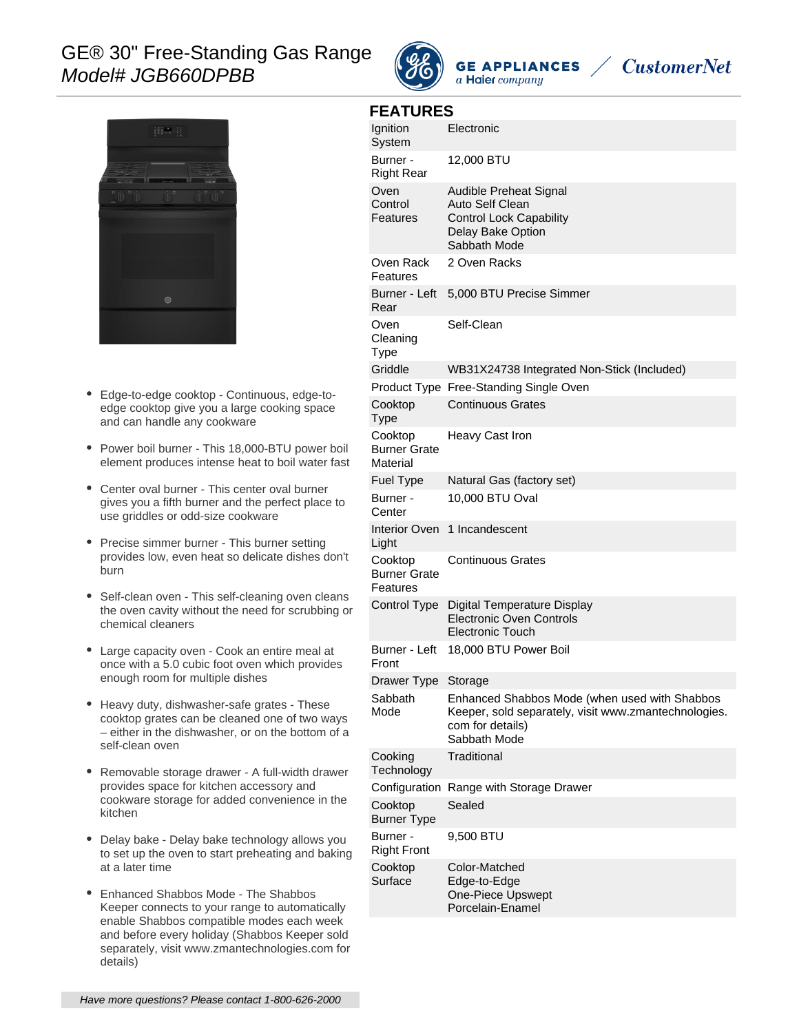# GE® 30" Free-Standing Gas Range

*Model# JGB660DPBB*

GE APPLIANCES *a Haier company* / *CustomerNet*

- Edge-to-edge cooktop - Continuous, edge-to-edge cooktop give you a large cooking space and can handle any cookware
- Power boil burner - This 18,000-BTU power boil element produces intense heat to boil water fast
- Center oval burner - This center oval burner gives you a fifth burner and the perfect place to use griddles or odd-size cookware
- Precise simmer burner - This burner setting provides low, even heat so delicate dishes don't burn
- Self-clean oven - This self-cleaning oven cleans the oven cavity without the need for scrubbing or chemical cleaners
- Large capacity oven - Cook an entire meal at once with a 5.0 cubic foot oven which provides enough room for multiple dishes
- Heavy duty, dishwasher-safe grates - These cooktop grates can be cleaned one of two ways – either in the dishwasher, or on the bottom of a self-clean oven
- Removable storage drawer - A full-width drawer provides space for kitchen accessory and cookware storage for added convenience in the kitchen
- Delay bake - Delay bake technology allows you to set up the oven to start preheating and baking at a later time
- Enhanced Shabbos Mode - The Shabbos Keeper connects to your range to automatically enable Shabbos compatible modes each week and before every holiday (Shabbos Keeper sold separately, visit www.zmantechnologies.com for details)

*Have more questions? Please contact 1-800-626-2000*

## FEATURES

| | |
|---|---|
| Ignition System | Electronic |
| Burner - Right Rear | 12,000 BTU |
| Oven Control Features | Audible Preheat Signal<br>Auto Self Clean<br>Control Lock Capability<br>Delay Bake Option<br>Sabbath Mode |
| Oven Rack Features | 2 Oven Racks |
| Burner - Left Rear | 5,000 BTU Precise Simmer |
| Oven Cleaning Type | Self-Clean |
| Griddle | WB31X24738 Integrated Non-Stick (Included) |
| Product Type | Free-Standing Single Oven |
| Cooktop Type | Continuous Grates |
| Cooktop Burner Grate Material | Heavy Cast Iron |
| Fuel Type | Natural Gas (factory set) |
| Burner - Center | 10,000 BTU Oval |
| Interior Oven Light | 1 Incandescent |
| Cooktop Burner Grate Features | Continuous Grates |
| Control Type | Digital Temperature Display<br>Electronic Oven Controls<br>Electronic Touch |
| Burner - Left Front | 18,000 BTU Power Boil |
| Drawer Type | Storage |
| Sabbath Mode | Enhanced Shabbos Mode (when used with Shabbos Keeper, sold separately, visit www.zmantechnologies.com for details)<br>Sabbath Mode |
| Cooking Technology | Traditional |
| Configuration | Range with Storage Drawer |
| Cooktop Burner Type | Sealed |
| Burner - Right Front | 9,500 BTU |
| Cooktop Surface | Color-Matched<br>Edge-to-Edge<br>One-Piece Upswept<br>Porcelain-Enamel |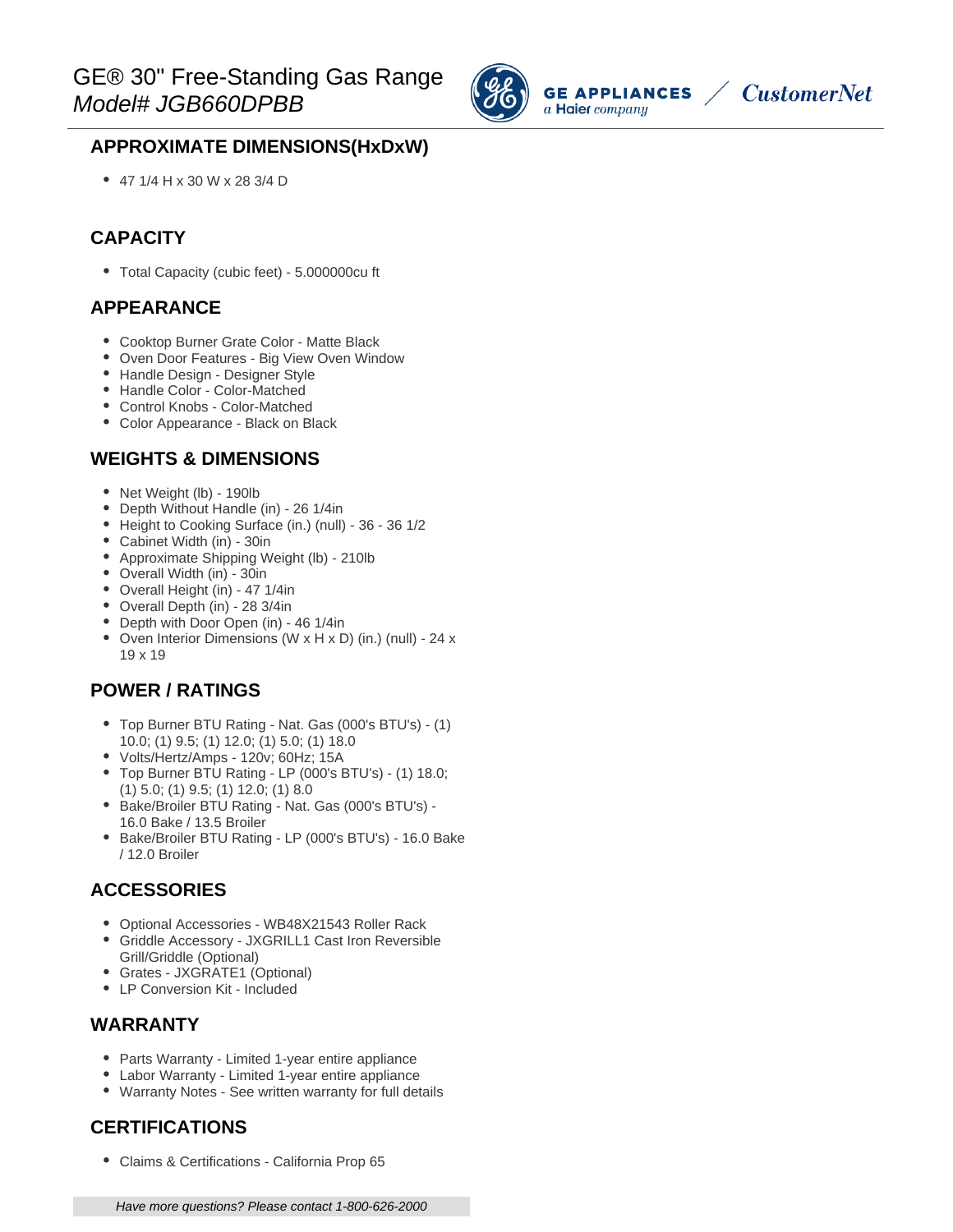# GE® 30" Free-Standing Gas Range
*Model# JGB660DPBB*

GE APPLIANCES
*a Haier company*
CustomerNet

## APPROXIMATE DIMENSIONS(HxDxW)

- 47 1/4 H x 30 W x 28 3/4 D

## CAPACITY

- Total Capacity (cubic feet) - 5.000000cu ft

## APPEARANCE

- Cooktop Burner Grate Color - Matte Black
- Oven Door Features - Big View Oven Window
- Handle Design - Designer Style
- Handle Color - Color-Matched
- Control Knobs - Color-Matched
- Color Appearance - Black on Black

## WEIGHTS & DIMENSIONS

- Net Weight (lb) - 190lb
- Depth Without Handle (in) - 26 1/4in
- Height to Cooking Surface (in.) (null) - 36 - 36 1/2
- Cabinet Width (in) - 30in
- Approximate Shipping Weight (lb) - 210lb
- Overall Width (in) - 30in
- Overall Height (in) - 47 1/4in
- Overall Depth (in) - 28 3/4in
- Depth with Door Open (in) - 46 1/4in
- Oven Interior Dimensions (W x H x D) (in.) (null) - 24 x 19 x 19

## POWER / RATINGS

- Top Burner BTU Rating - Nat. Gas (000's BTU's) - (1) 10.0; (1) 9.5; (1) 12.0; (1) 5.0; (1) 18.0
- Volts/Hertz/Amps - 120v; 60Hz; 15A
- Top Burner BTU Rating - LP (000's BTU's) - (1) 18.0; (1) 5.0; (1) 9.5; (1) 12.0; (1) 8.0
- Bake/Broiler BTU Rating - Nat. Gas (000's BTU's) - 16.0 Bake / 13.5 Broiler
- Bake/Broiler BTU Rating - LP (000's BTU's) - 16.0 Bake / 12.0 Broiler

## ACCESSORIES

- Optional Accessories - WB48X21543 Roller Rack
- Griddle Accessory - JXGRILL1 Cast Iron Reversible Grill/Griddle (Optional)
- Grates - JXGRATE1 (Optional)
- LP Conversion Kit - Included

## WARRANTY

- Parts Warranty - Limited 1-year entire appliance
- Labor Warranty - Limited 1-year entire appliance
- Warranty Notes - See written warranty for full details

## CERTIFICATIONS

- Claims & Certifications - California Prop 65

*Have more questions? Please contact 1-800-626-2000*